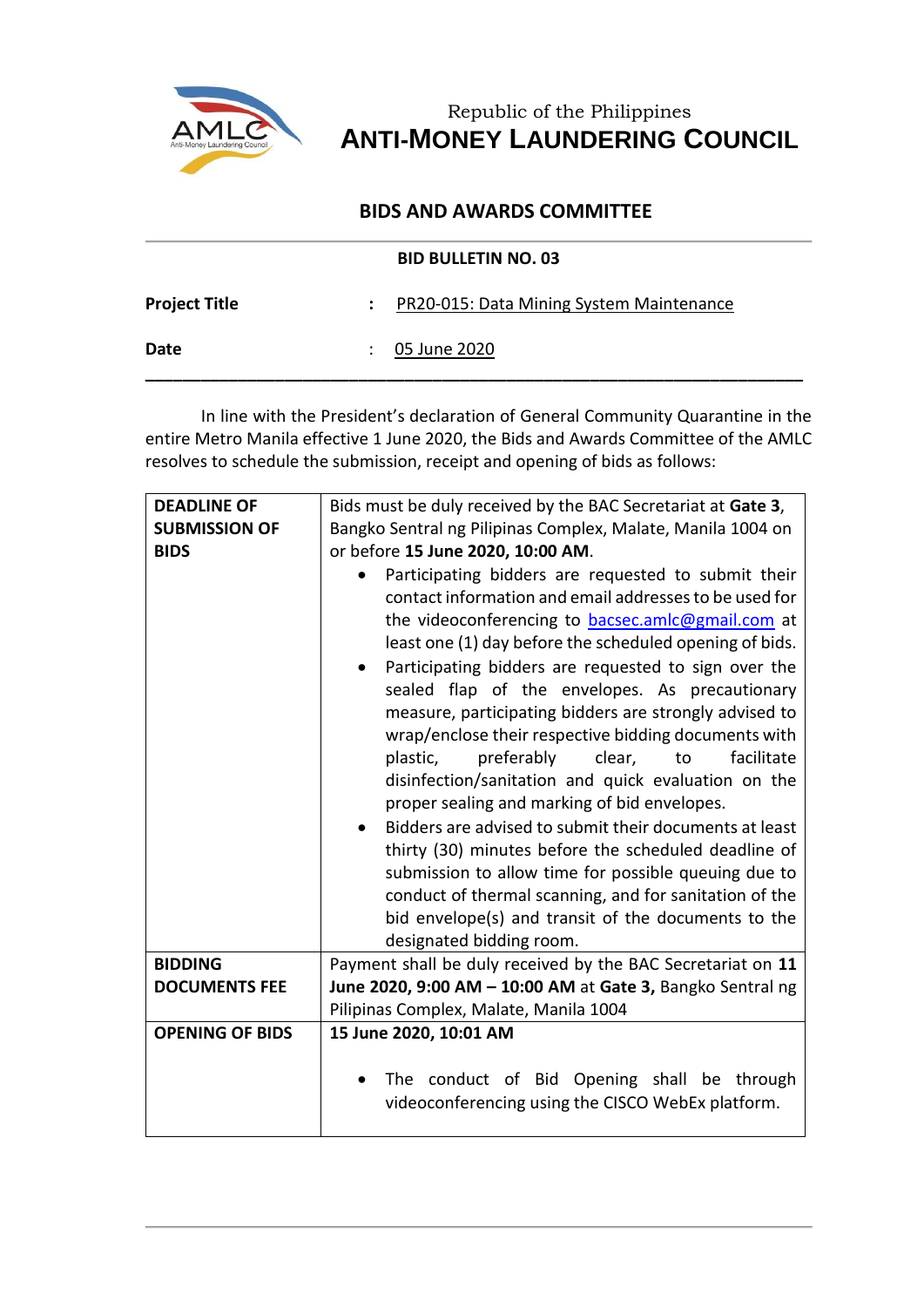Republic of the Philippines

# ANTI-MONEY LAUNDERING COUNCIL

## BIDS AND AWARDS COMMITTEE

**BID BULLETIN NO. 03**

**Project Title** : PR20-015: Data Mining System Maintenance

**Date** : 05 June 2020

In line with the President's declaration of General Community Quarantine in the entire Metro Manila effective 1 June 2020, the Bids and Awards Committee of the AMLC resolves to schedule the submission, receipt and opening of bids as follows:

| | |
|---|---|
| **DEADLINE OF SUBMISSION OF BIDS** | Bids must be duly received by the BAC Secretariat at **Gate 3**, Bangko Sentral ng Pilipinas Complex, Malate, Manila 1004 on or before **15 June 2020, 10:00 AM**.<br>• Participating bidders are requested to submit their contact information and email addresses to be used for the videoconferencing to bacsec.amlc@gmail.com at least one (1) day before the scheduled opening of bids.<br>• Participating bidders are requested to sign over the sealed flap of the envelopes. As precautionary measure, participating bidders are strongly advised to wrap/enclose their respective bidding documents with plastic, preferably clear, to facilitate disinfection/sanitation and quick evaluation on the proper sealing and marking of bid envelopes.<br>• Bidders are advised to submit their documents at least thirty (30) minutes before the scheduled deadline of submission to allow time for possible queuing due to conduct of thermal scanning, and for sanitation of the bid envelope(s) and transit of the documents to the designated bidding room. |
| **BIDDING DOCUMENTS FEE** | Payment shall be duly received by the BAC Secretariat on **11 June 2020, 9:00 AM – 10:00 AM** at **Gate 3,** Bangko Sentral ng Pilipinas Complex, Malate, Manila 1004 |
| **OPENING OF BIDS** | **15 June 2020, 10:01 AM**<br>• The conduct of Bid Opening shall be through videoconferencing using the CISCO WebEx platform. |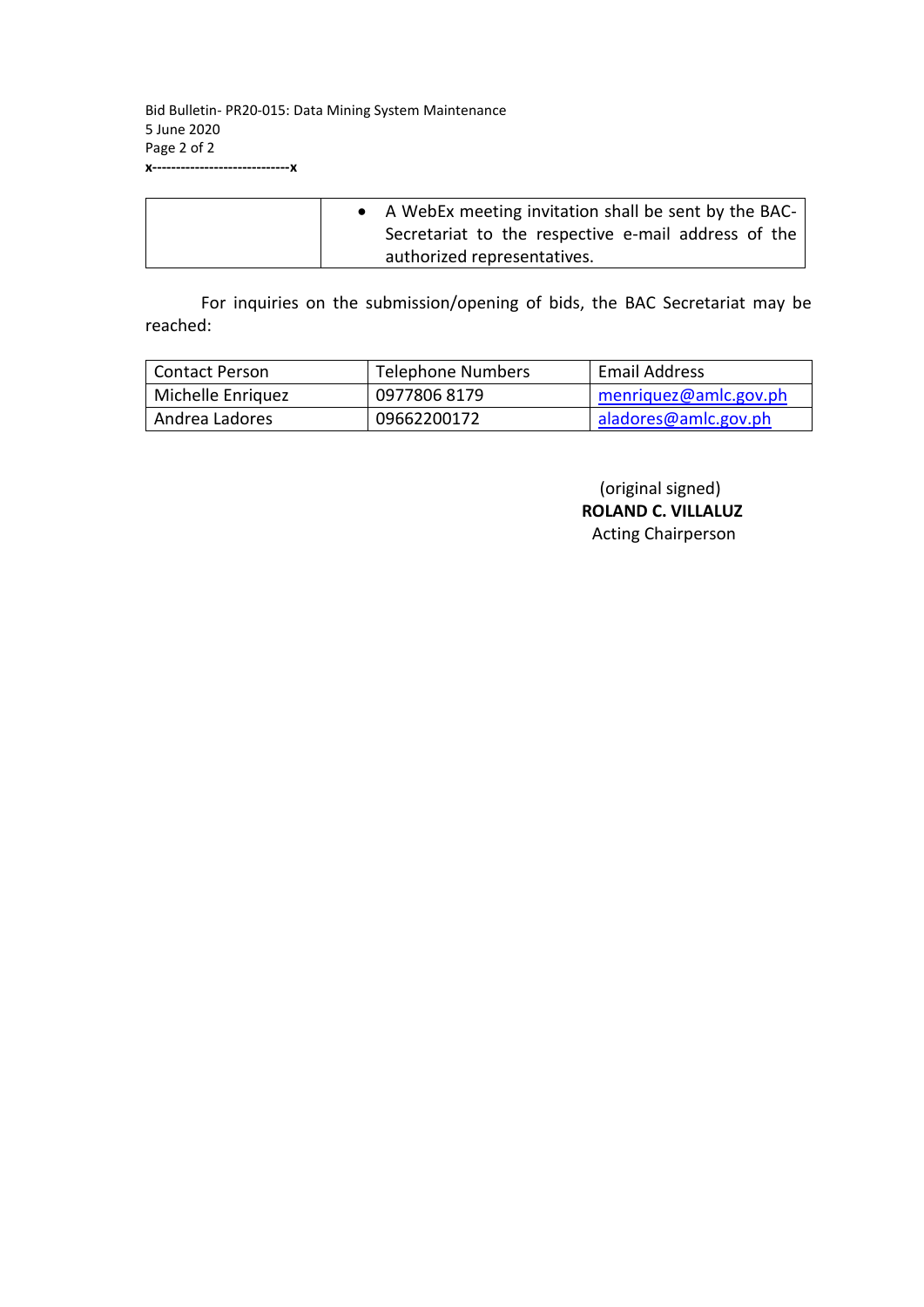| | |
|---|---|
| | • A WebEx meeting invitation shall be sent by the BAC-Secretariat to the respective e-mail address of the authorized representatives. |

For inquiries on the submission/opening of bids, the BAC Secretariat may be reached:

| Contact Person | Telephone Numbers | Email Address |
|---|---|---|
| Michelle Enriquez | 0977806 8179 | menriquez@amlc.gov.ph |
| Andrea Ladores | 09662200172 | aladores@amlc.gov.ph |

(original signed)
**ROLAND C. VILLALUZ**
Acting Chairperson